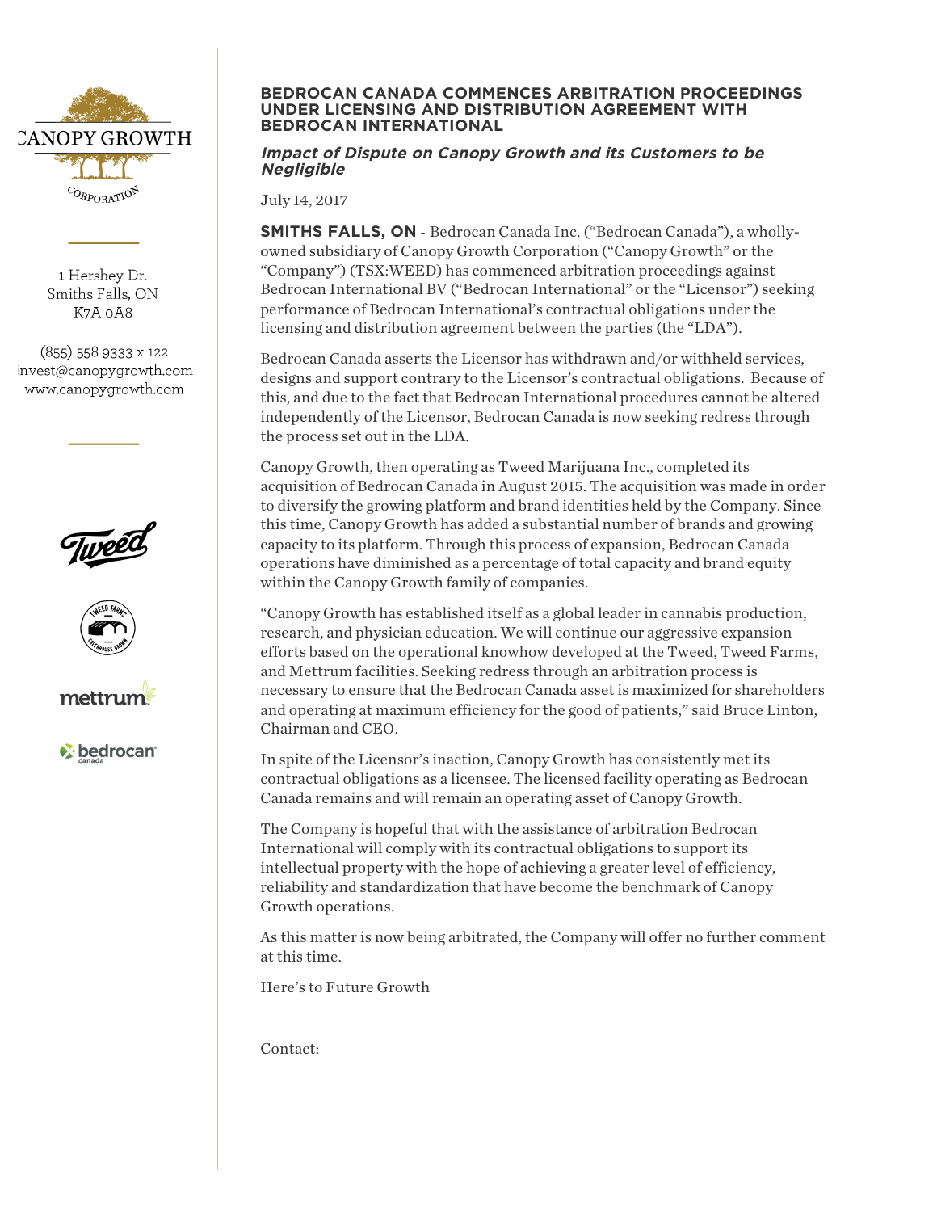CANOPY GROWTH CORPORATION

1 Hershey Dr.
Smiths Falls, ON
K7A 0A8

(855) 558 9333 x 122
invest@canopygrowth.com
www.canopygrowth.com

# BEDROCAN CANADA COMMENCES ARBITRATION PROCEEDINGS UNDER LICENSING AND DISTRIBUTION AGREEMENT WITH BEDROCAN INTERNATIONAL

## *Impact of Dispute on Canopy Growth and its Customers to be Negligible*

July 14, 2017

**SMITHS FALLS, ON** - Bedrocan Canada Inc. ("Bedrocan Canada"), a wholly-owned subsidiary of Canopy Growth Corporation ("Canopy Growth" or the "Company") (TSX:WEED) has commenced arbitration proceedings against Bedrocan International BV ("Bedrocan International" or the "Licensor") seeking performance of Bedrocan International's contractual obligations under the licensing and distribution agreement between the parties (the "LDA").

Bedrocan Canada asserts the Licensor has withdrawn and/or withheld services, designs and support contrary to the Licensor's contractual obligations. Because of this, and due to the fact that Bedrocan International procedures cannot be altered independently of the Licensor, Bedrocan Canada is now seeking redress through the process set out in the LDA.

Canopy Growth, then operating as Tweed Marijuana Inc., completed its acquisition of Bedrocan Canada in August 2015. The acquisition was made in order to diversify the growing platform and brand identities held by the Company. Since this time, Canopy Growth has added a substantial number of brands and growing capacity to its platform. Through this process of expansion, Bedrocan Canada operations have diminished as a percentage of total capacity and brand equity within the Canopy Growth family of companies.

"Canopy Growth has established itself as a global leader in cannabis production, research, and physician education. We will continue our aggressive expansion efforts based on the operational knowhow developed at the Tweed, Tweed Farms, and Mettrum facilities. Seeking redress through an arbitration process is necessary to ensure that the Bedrocan Canada asset is maximized for shareholders and operating at maximum efficiency for the good of patients," said Bruce Linton, Chairman and CEO.

In spite of the Licensor's inaction, Canopy Growth has consistently met its contractual obligations as a licensee. The licensed facility operating as Bedrocan Canada remains and will remain an operating asset of Canopy Growth.

The Company is hopeful that with the assistance of arbitration Bedrocan International will comply with its contractual obligations to support its intellectual property with the hope of achieving a greater level of efficiency, reliability and standardization that have become the benchmark of Canopy Growth operations.

As this matter is now being arbitrated, the Company will offer no further comment at this time.

Here's to Future Growth

Contact: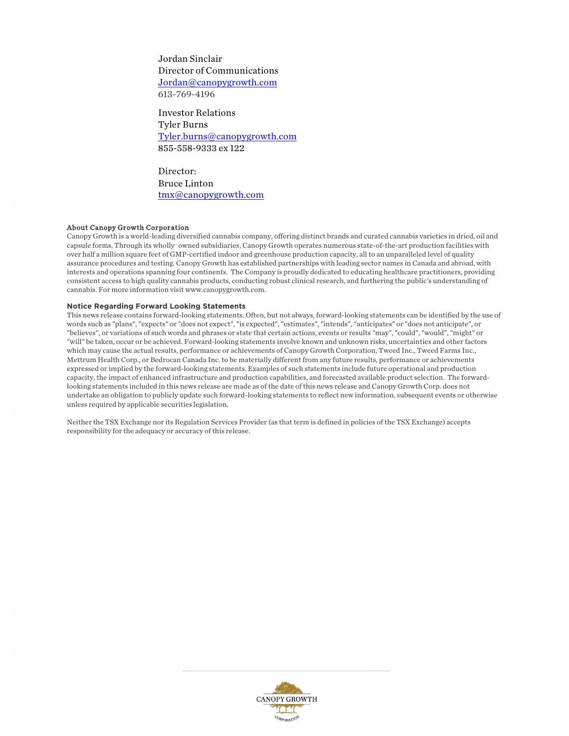Jordan Sinclair
Director of Communications
Jordan@canopygrowth.com
613-769-4196

Investor Relations
Tyler Burns
Tyler.burns@canopygrowth.com
855-558-9333 ex 122

Director:
Bruce Linton
tmx@canopygrowth.com

**About Canopy Growth Corporation**

Canopy Growth is a world-leading diversified cannabis company, offering distinct brands and curated cannabis varieties in dried, oil and capsule forms. Through its wholly‑owned subsidiaries, Canopy Growth operates numerous state-of-the-art production facilities with over half a million square feet of GMP-certified indoor and greenhouse production capacity, all to an unparalleled level of quality assurance procedures and testing. Canopy Growth has established partnerships with leading sector names in Canada and abroad, with interests and operations spanning four continents. The Company is proudly dedicated to educating healthcare practitioners, providing consistent access to high quality cannabis products, conducting robust clinical research, and furthering the public's understanding of cannabis. For more information visit www.canopygrowth.com.

**Notice Regarding Forward Looking Statements**

This news release contains forward-looking statements. Often, but not always, forward-looking statements can be identified by the use of words such as "plans", "expects" or "does not expect", "is expected", "estimates", "intends", "anticipates" or "does not anticipate", or "believes", or variations of such words and phrases or state that certain actions, events or results "may", "could", "would", "might" or "will" be taken, occur or be achieved. Forward-looking statements involve known and unknown risks, uncertainties and other factors which may cause the actual results, performance or achievements of Canopy Growth Corporation, Tweed Inc., Tweed Farms Inc., Mettrum Health Corp., or Bedrocan Canada Inc. to be materially different from any future results, performance or achievements expressed or implied by the forward-looking statements. Examples of such statements include future operational and production capacity, the impact of enhanced infrastructure and production capabilities, and forecasted available product selection. The forward-looking statements included in this news release are made as of the date of this news release and Canopy Growth Corp. does not undertake an obligation to publicly update such forward-looking statements to reflect new information, subsequent events or otherwise unless required by applicable securities legislation.

Neither the TSX Exchange nor its Regulation Services Provider (as that term is defined in policies of the TSX Exchange) accepts responsibility for the adequacy or accuracy of this release.